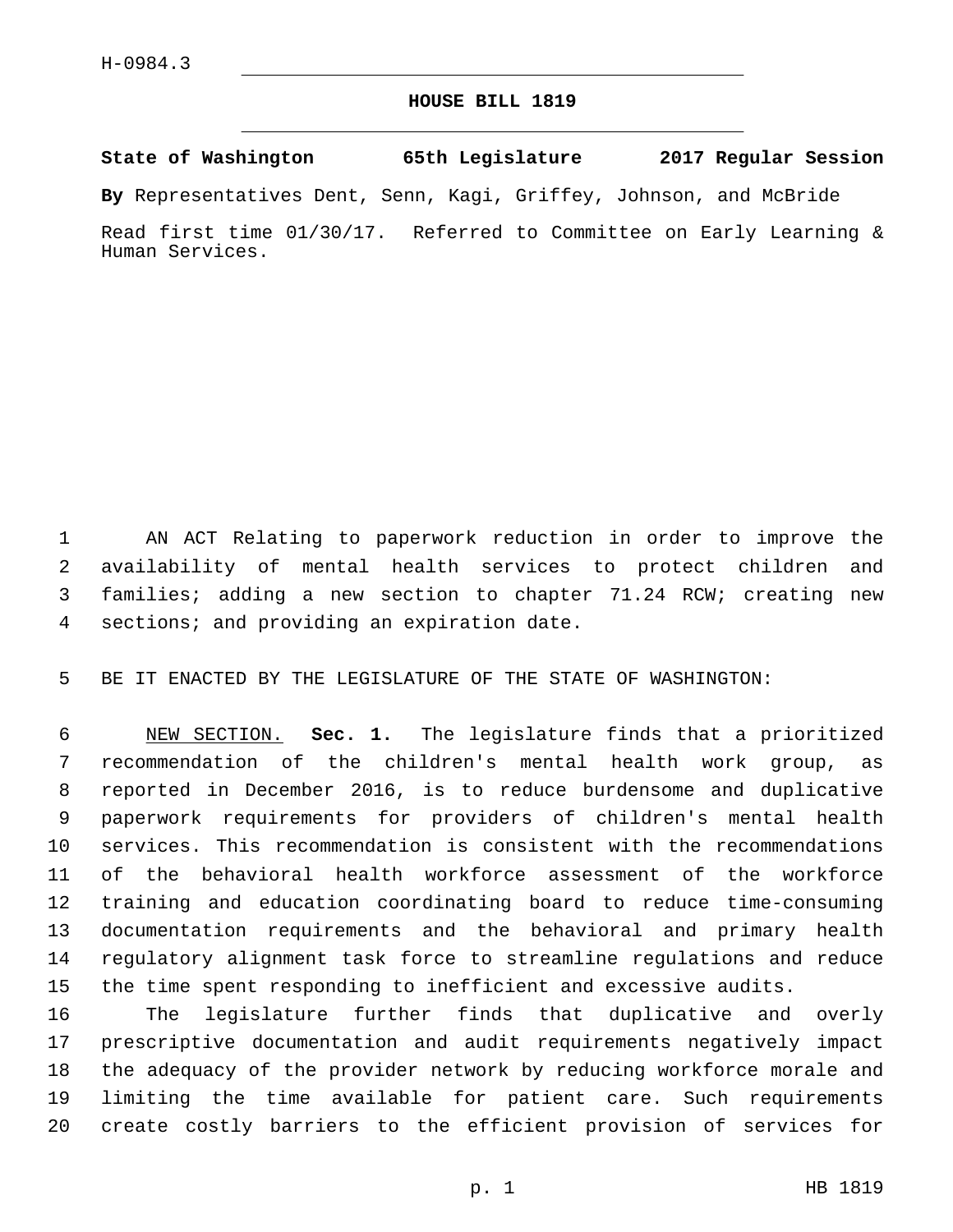H-0984.3

# HOUSE BILL 1819

**State of Washington 65th Legislature 2017 Regular Session**

**By** Representatives Dent, Senn, Kagi, Griffey, Johnson, and McBride

Read first time 01/30/17. Referred to Committee on Early Learning & Human Services.

AN ACT Relating to paperwork reduction in order to improve the availability of mental health services to protect children and families; adding a new section to chapter 71.24 RCW; creating new sections; and providing an expiration date.

BE IT ENACTED BY THE LEGISLATURE OF THE STATE OF WASHINGTON:

NEW SECTION. **Sec. 1.** The legislature finds that a prioritized recommendation of the children's mental health work group, as reported in December 2016, is to reduce burdensome and duplicative paperwork requirements for providers of children's mental health services. This recommendation is consistent with the recommendations of the behavioral health workforce assessment of the workforce training and education coordinating board to reduce time-consuming documentation requirements and the behavioral and primary health regulatory alignment task force to streamline regulations and reduce the time spent responding to inefficient and excessive audits.

The legislature further finds that duplicative and overly prescriptive documentation and audit requirements negatively impact the adequacy of the provider network by reducing workforce morale and limiting the time available for patient care. Such requirements create costly barriers to the efficient provision of services for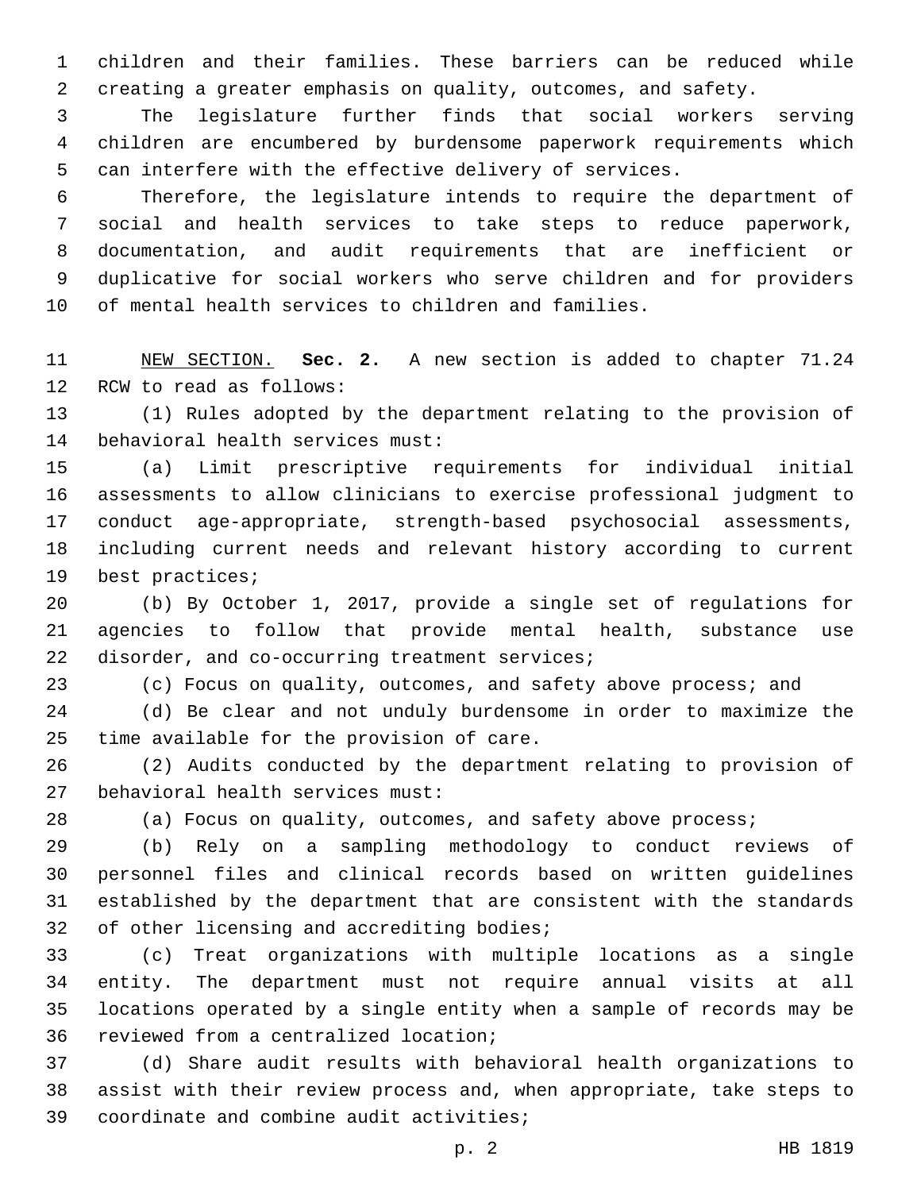children and their families. These barriers can be reduced while creating a greater emphasis on quality, outcomes, and safety.

The legislature further finds that social workers serving children are encumbered by burdensome paperwork requirements which can interfere with the effective delivery of services.

Therefore, the legislature intends to require the department of social and health services to take steps to reduce paperwork, documentation, and audit requirements that are inefficient or duplicative for social workers who serve children and for providers of mental health services to children and families.

NEW SECTION. **Sec. 2.** A new section is added to chapter 71.24 RCW to read as follows:

(1) Rules adopted by the department relating to the provision of behavioral health services must:

(a) Limit prescriptive requirements for individual initial assessments to allow clinicians to exercise professional judgment to conduct age-appropriate, strength-based psychosocial assessments, including current needs and relevant history according to current best practices;

(b) By October 1, 2017, provide a single set of regulations for agencies to follow that provide mental health, substance use disorder, and co-occurring treatment services;

(c) Focus on quality, outcomes, and safety above process; and

(d) Be clear and not unduly burdensome in order to maximize the time available for the provision of care.

(2) Audits conducted by the department relating to provision of behavioral health services must:

(a) Focus on quality, outcomes, and safety above process;

(b) Rely on a sampling methodology to conduct reviews of personnel files and clinical records based on written guidelines established by the department that are consistent with the standards of other licensing and accrediting bodies;

(c) Treat organizations with multiple locations as a single entity. The department must not require annual visits at all locations operated by a single entity when a sample of records may be reviewed from a centralized location;

(d) Share audit results with behavioral health organizations to assist with their review process and, when appropriate, take steps to coordinate and combine audit activities;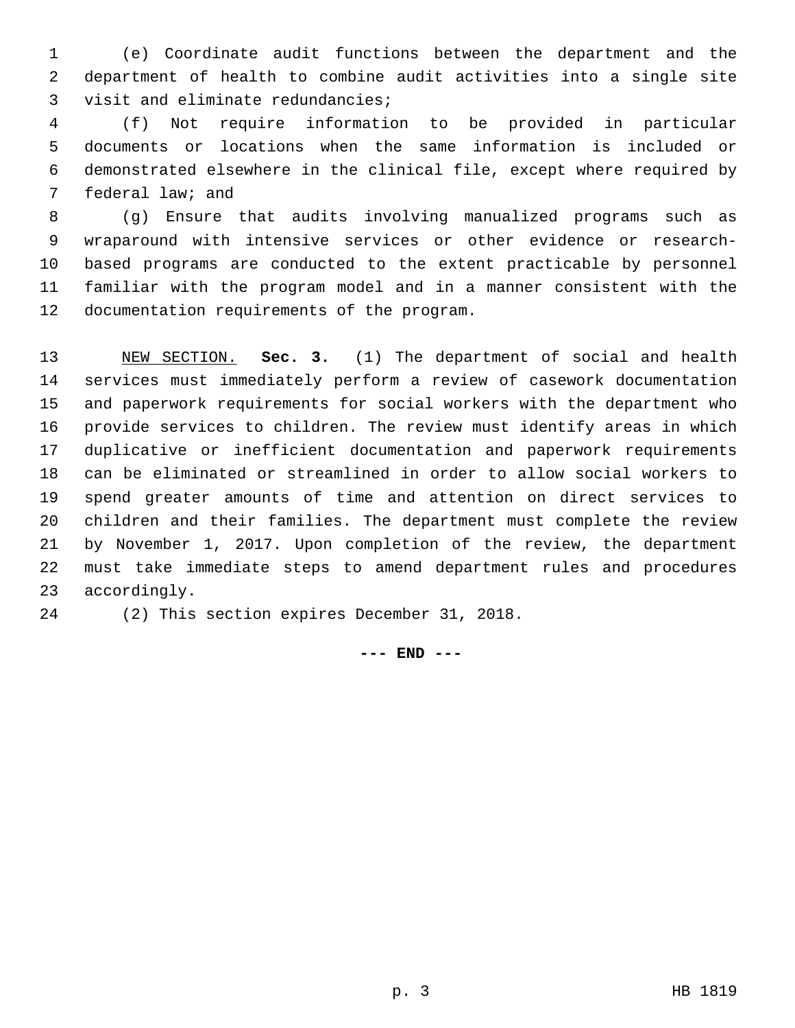(e) Coordinate audit functions between the department and the department of health to combine audit activities into a single site visit and eliminate redundancies;

(f) Not require information to be provided in particular documents or locations when the same information is included or demonstrated elsewhere in the clinical file, except where required by federal law; and

(g) Ensure that audits involving manualized programs such as wraparound with intensive services or other evidence or research-based programs are conducted to the extent practicable by personnel familiar with the program model and in a manner consistent with the documentation requirements of the program.

NEW SECTION. **Sec. 3.** (1) The department of social and health services must immediately perform a review of casework documentation and paperwork requirements for social workers with the department who provide services to children. The review must identify areas in which duplicative or inefficient documentation and paperwork requirements can be eliminated or streamlined in order to allow social workers to spend greater amounts of time and attention on direct services to children and their families. The department must complete the review by November 1, 2017. Upon completion of the review, the department must take immediate steps to amend department rules and procedures accordingly.

(2) This section expires December 31, 2018.

**--- END ---**